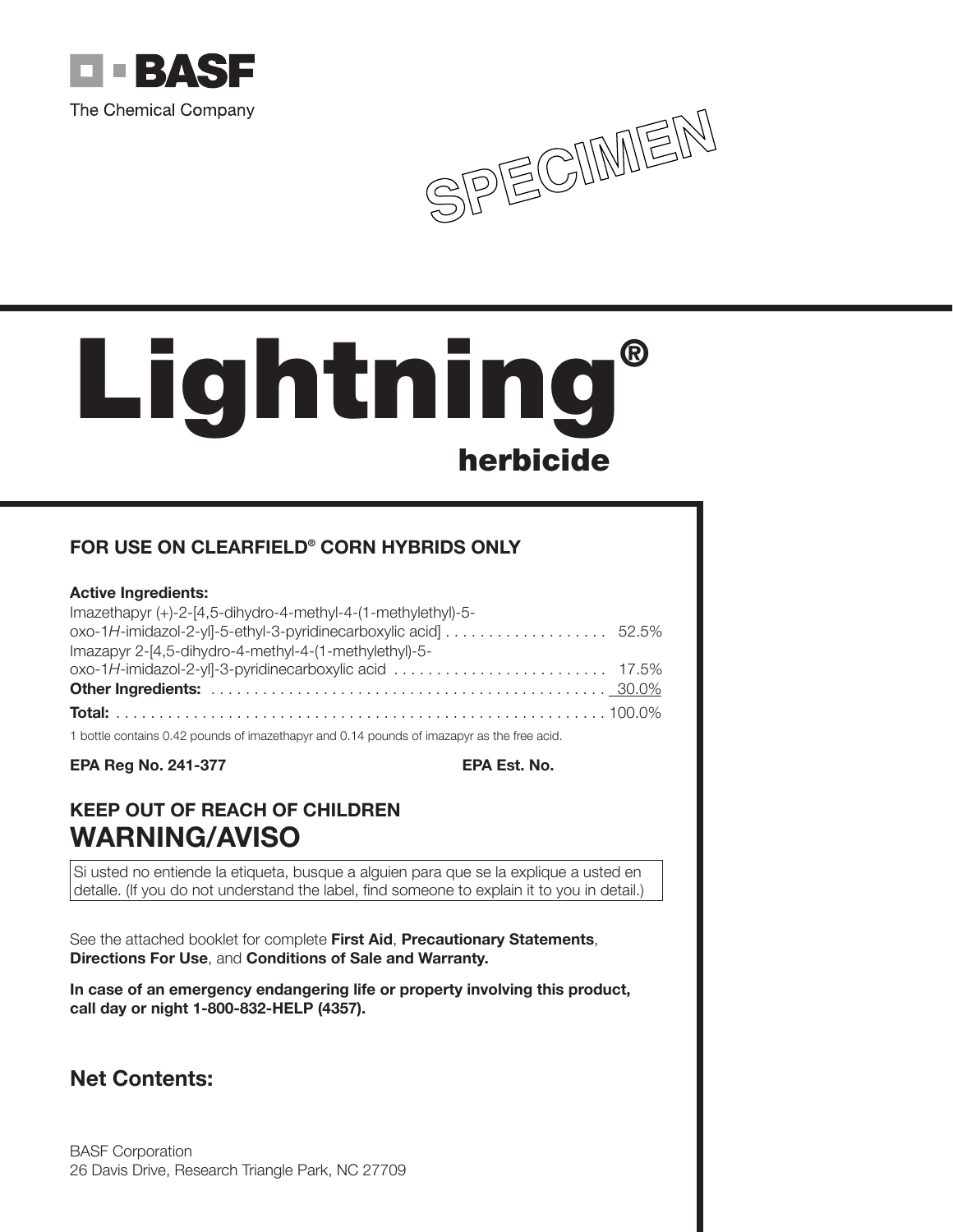BASF

The Chemical Company

SPECIMEN

# Lightning®

## herbicide

### FOR USE ON CLEARFIELD® CORN HYBRIDS ONLY

| **Active Ingredients:** | |
|---|---|
| Imazethapyr (+)-2-[4,5-dihydro-4-methyl-4-(1-methylethyl)-5-oxo-1*H*-imidazol-2-yl]-5-ethyl-3-pyridinecarboxylic acid] | 52.5% |
| Imazapyr 2-[4,5-dihydro-4-methyl-4-(1-methylethyl)-5-oxo-1*H*-imidazol-2-yl]-3-pyridinecarboxylic acid | 17.5% |
| **Other Ingredients:** | 30.0% |
| **Total:** | 100.0% |

1 bottle contains 0.42 pounds of imazethapyr and 0.14 pounds of imazapyr as the free acid.

**EPA Reg No. 241-377** **EPA Est. No.**

### KEEP OUT OF REACH OF CHILDREN

## WARNING/AVISO

Si usted no entiende la etiqueta, busque a alguien para que se la explique a usted en detalle. (If you do not understand the label, find someone to explain it to you in detail.)

See the attached booklet for complete **First Aid**, **Precautionary Statements**, **Directions For Use**, and **Conditions of Sale and Warranty.**

**In case of an emergency endangering life or property involving this product, call day or night 1-800-832-HELP (4357).**

## Net Contents:

BASF Corporation
26 Davis Drive, Research Triangle Park, NC 27709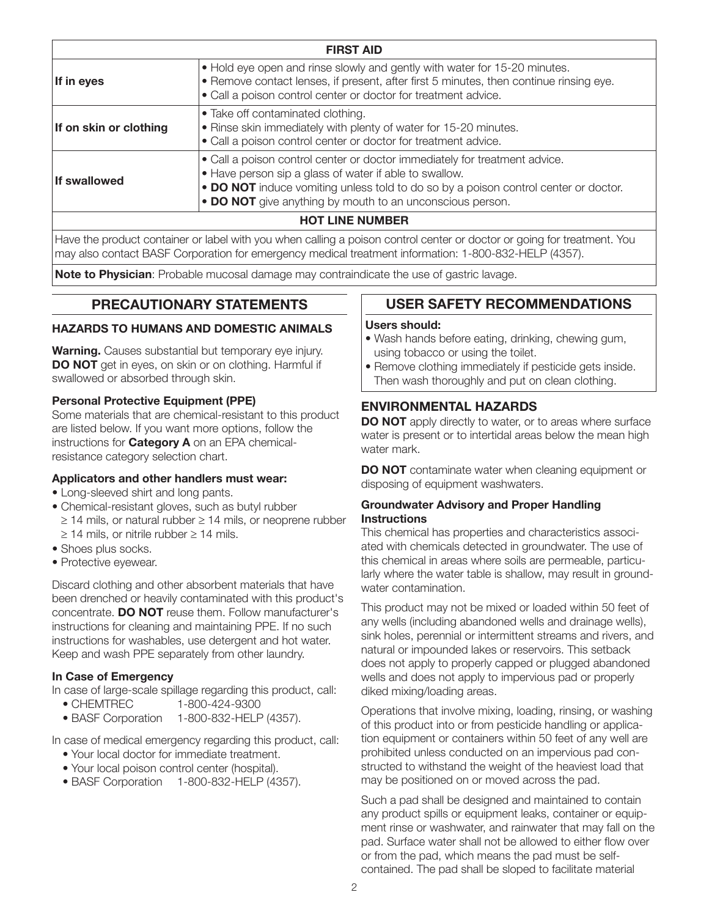| FIRST AID | |
|---|---|
| **If in eyes** | • Hold eye open and rinse slowly and gently with water for 15-20 minutes.<br>• Remove contact lenses, if present, after first 5 minutes, then continue rinsing eye.<br>• Call a poison control center or doctor for treatment advice. |
| **If on skin or clothing** | • Take off contaminated clothing.<br>• Rinse skin immediately with plenty of water for 15-20 minutes.<br>• Call a poison control center or doctor for treatment advice. |
| **If swallowed** | • Call a poison control center or doctor immediately for treatment advice.<br>• Have person sip a glass of water if able to swallow.<br>• **DO NOT** induce vomiting unless told to do so by a poison control center or doctor.<br>• **DO NOT** give anything by mouth to an unconscious person. |
| **HOT LINE NUMBER** | |
| Have the product container or label with you when calling a poison control center or doctor or going for treatment. You may also contact BASF Corporation for emergency medical treatment information: 1-800-832-HELP (4357). | |
| **Note to Physician**: Probable mucosal damage may contraindicate the use of gastric lavage. | |

## PRECAUTIONARY STATEMENTS

### HAZARDS TO HUMANS AND DOMESTIC ANIMALS

**Warning.** Causes substantial but temporary eye injury. **DO NOT** get in eyes, on skin or on clothing. Harmful if swallowed or absorbed through skin.

**Personal Protective Equipment (PPE)**

Some materials that are chemical-resistant to this product are listed below. If you want more options, follow the instructions for **Category A** on an EPA chemical-resistance category selection chart.

**Applicators and other handlers must wear:**

- Long-sleeved shirt and long pants.
- Chemical-resistant gloves, such as butyl rubber ≥ 14 mils, or natural rubber ≥ 14 mils, or neoprene rubber ≥ 14 mils, or nitrile rubber ≥ 14 mils.
- Shoes plus socks.
- Protective eyewear.

Discard clothing and other absorbent materials that have been drenched or heavily contaminated with this product's concentrate. **DO NOT** reuse them. Follow manufacturer's instructions for cleaning and maintaining PPE. If no such instructions for washables, use detergent and hot water. Keep and wash PPE separately from other laundry.

**In Case of Emergency**

In case of large-scale spillage regarding this product, call:

- CHEMTREC 1-800-424-9300
- BASF Corporation 1-800-832-HELP (4357).

In case of medical emergency regarding this product, call:

- Your local doctor for immediate treatment.
- Your local poison control center (hospital).
- BASF Corporation 1-800-832-HELP (4357).

## USER SAFETY RECOMMENDATIONS

**Users should:**

- Wash hands before eating, drinking, chewing gum, using tobacco or using the toilet.
- Remove clothing immediately if pesticide gets inside. Then wash thoroughly and put on clean clothing.

### ENVIRONMENTAL HAZARDS

**DO NOT** apply directly to water, or to areas where surface water is present or to intertidal areas below the mean high water mark.

**DO NOT** contaminate water when cleaning equipment or disposing of equipment washwaters.

**Groundwater Advisory and Proper Handling Instructions**

This chemical has properties and characteristics associated with chemicals detected in groundwater. The use of this chemical in areas where soils are permeable, particularly where the water table is shallow, may result in groundwater contamination.

This product may not be mixed or loaded within 50 feet of any wells (including abandoned wells and drainage wells), sink holes, perennial or intermittent streams and rivers, and natural or impounded lakes or reservoirs. This setback does not apply to properly capped or plugged abandoned wells and does not apply to impervious pad or properly diked mixing/loading areas.

Operations that involve mixing, loading, rinsing, or washing of this product into or from pesticide handling or application equipment or containers within 50 feet of any well are prohibited unless conducted on an impervious pad constructed to withstand the weight of the heaviest load that may be positioned on or moved across the pad.

Such a pad shall be designed and maintained to contain any product spills or equipment leaks, container or equipment rinse or washwater, and rainwater that may fall on the pad. Surface water shall not be allowed to either flow over or from the pad, which means the pad must be self-contained. The pad shall be sloped to facilitate material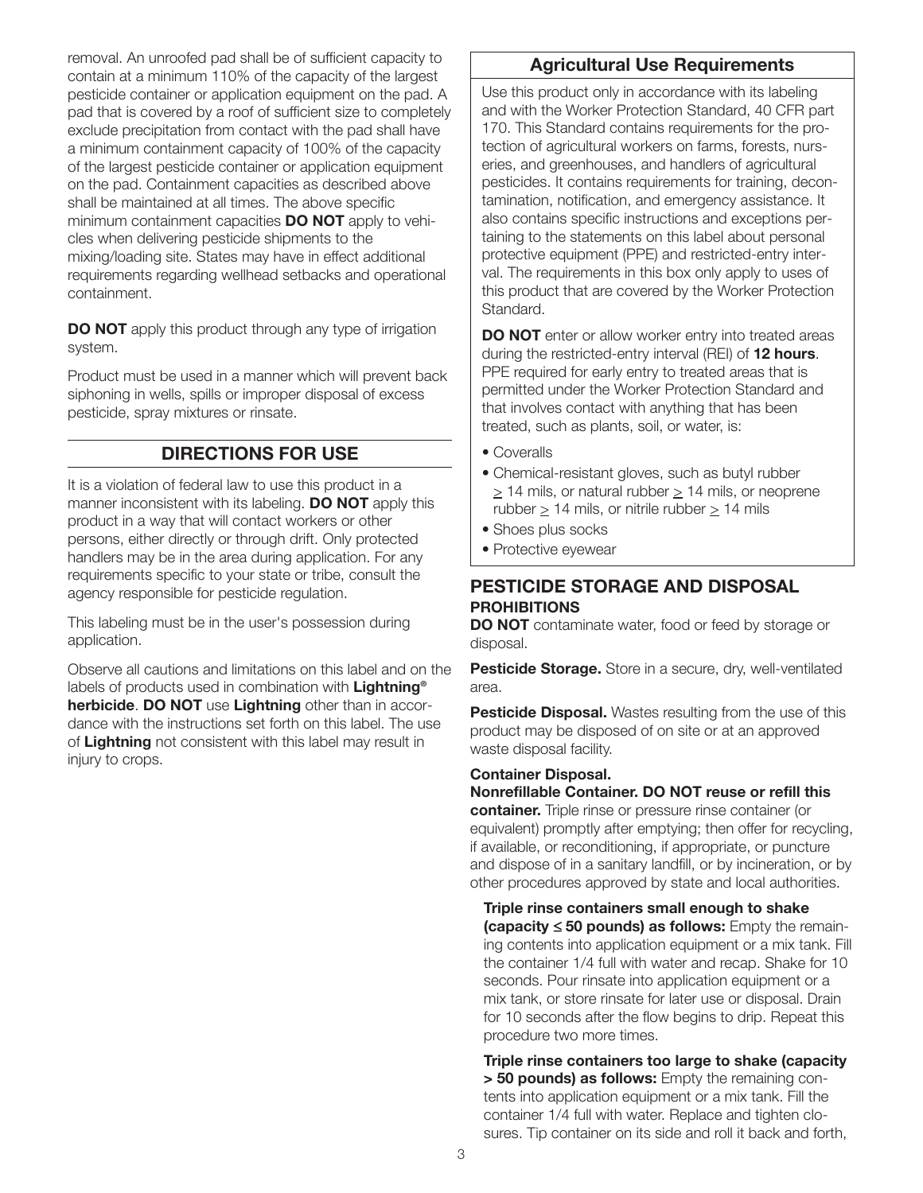removal. An unroofed pad shall be of sufficient capacity to contain at a minimum 110% of the capacity of the largest pesticide container or application equipment on the pad. A pad that is covered by a roof of sufficient size to completely exclude precipitation from contact with the pad shall have a minimum containment capacity of 100% of the capacity of the largest pesticide container or application equipment on the pad. Containment capacities as described above shall be maintained at all times. The above specific minimum containment capacities **DO NOT** apply to vehicles when delivering pesticide shipments to the mixing/loading site. States may have in effect additional requirements regarding wellhead setbacks and operational containment.

**DO NOT** apply this product through any type of irrigation system.

Product must be used in a manner which will prevent back siphoning in wells, spills or improper disposal of excess pesticide, spray mixtures or rinsate.

## DIRECTIONS FOR USE

It is a violation of federal law to use this product in a manner inconsistent with its labeling. **DO NOT** apply this product in a way that will contact workers or other persons, either directly or through drift. Only protected handlers may be in the area during application. For any requirements specific to your state or tribe, consult the agency responsible for pesticide regulation.

This labeling must be in the user's possession during application.

Observe all cautions and limitations on this label and on the labels of products used in combination with **Lightning® herbicide**. **DO NOT** use **Lightning** other than in accordance with the instructions set forth on this label. The use of **Lightning** not consistent with this label may result in injury to crops.

## Agricultural Use Requirements

Use this product only in accordance with its labeling and with the Worker Protection Standard, 40 CFR part 170. This Standard contains requirements for the protection of agricultural workers on farms, forests, nurseries, and greenhouses, and handlers of agricultural pesticides. It contains requirements for training, decontamination, notification, and emergency assistance. It also contains specific instructions and exceptions pertaining to the statements on this label about personal protective equipment (PPE) and restricted-entry interval. The requirements in this box only apply to uses of this product that are covered by the Worker Protection Standard.

**DO NOT** enter or allow worker entry into treated areas during the restricted-entry interval (REI) of **12 hours**. PPE required for early entry to treated areas that is permitted under the Worker Protection Standard and that involves contact with anything that has been treated, such as plants, soil, or water, is:

- Coveralls
- Chemical-resistant gloves, such as butyl rubber ≥ 14 mils, or natural rubber ≥ 14 mils, or neoprene rubber ≥ 14 mils, or nitrile rubber ≥ 14 mils
- Shoes plus socks
- Protective eyewear

## PESTICIDE STORAGE AND DISPOSAL

**PROHIBITIONS**

**DO NOT** contaminate water, food or feed by storage or disposal.

**Pesticide Storage.** Store in a secure, dry, well-ventilated area.

**Pesticide Disposal.** Wastes resulting from the use of this product may be disposed of on site or at an approved waste disposal facility.

**Container Disposal.**

**Nonrefillable Container. DO NOT reuse or refill this container.** Triple rinse or pressure rinse container (or equivalent) promptly after emptying; then offer for recycling, if available, or reconditioning, if appropriate, or puncture and dispose of in a sanitary landfill, or by incineration, or by other procedures approved by state and local authorities.

**Triple rinse containers small enough to shake (capacity ≤ 50 pounds) as follows:** Empty the remaining contents into application equipment or a mix tank. Fill the container 1/4 full with water and recap. Shake for 10 seconds. Pour rinsate into application equipment or a mix tank, or store rinsate for later use or disposal. Drain for 10 seconds after the flow begins to drip. Repeat this procedure two more times.

**Triple rinse containers too large to shake (capacity > 50 pounds) as follows:** Empty the remaining contents into application equipment or a mix tank. Fill the container 1/4 full with water. Replace and tighten closures. Tip container on its side and roll it back and forth,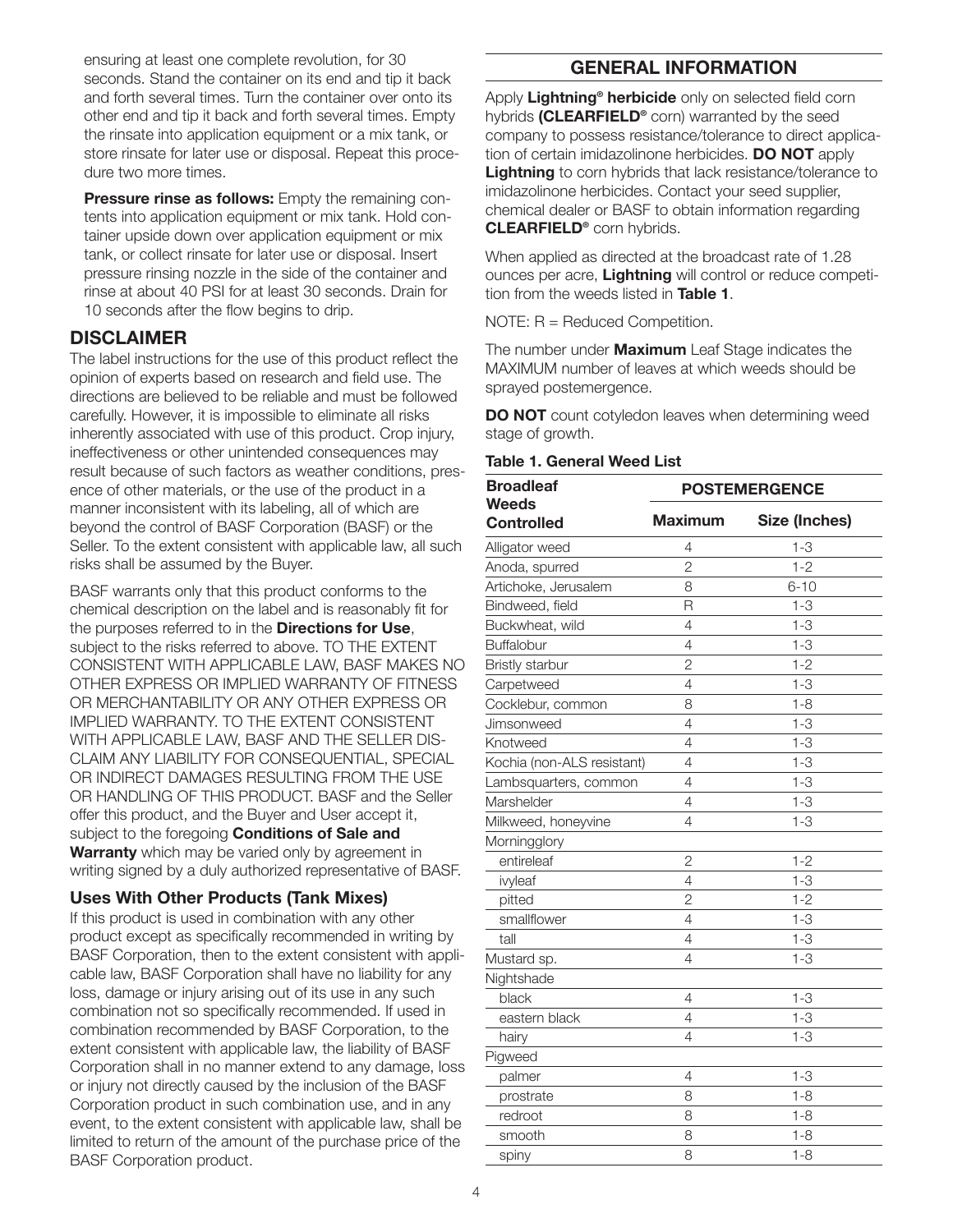ensuring at least one complete revolution, for 30 seconds. Stand the container on its end and tip it back and forth several times. Turn the container over onto its other end and tip it back and forth several times. Empty the rinsate into application equipment or a mix tank, or store rinsate for later use or disposal. Repeat this procedure two more times.

**Pressure rinse as follows:** Empty the remaining contents into application equipment or mix tank. Hold container upside down over application equipment or mix tank, or collect rinsate for later use or disposal. Insert pressure rinsing nozzle in the side of the container and rinse at about 40 PSI for at least 30 seconds. Drain for 10 seconds after the flow begins to drip.

## DISCLAIMER

The label instructions for the use of this product reflect the opinion of experts based on research and field use. The directions are believed to be reliable and must be followed carefully. However, it is impossible to eliminate all risks inherently associated with use of this product. Crop injury, ineffectiveness or other unintended consequences may result because of such factors as weather conditions, presence of other materials, or the use of the product in a manner inconsistent with its labeling, all of which are beyond the control of BASF Corporation (BASF) or the Seller. To the extent consistent with applicable law, all such risks shall be assumed by the Buyer.

BASF warrants only that this product conforms to the chemical description on the label and is reasonably fit for the purposes referred to in the **Directions for Use**, subject to the risks referred to above. TO THE EXTENT CONSISTENT WITH APPLICABLE LAW, BASF MAKES NO OTHER EXPRESS OR IMPLIED WARRANTY OF FITNESS OR MERCHANTABILITY OR ANY OTHER EXPRESS OR IMPLIED WARRANTY. TO THE EXTENT CONSISTENT WITH APPLICABLE LAW, BASF AND THE SELLER DISCLAIM ANY LIABILITY FOR CONSEQUENTIAL, SPECIAL OR INDIRECT DAMAGES RESULTING FROM THE USE OR HANDLING OF THIS PRODUCT. BASF and the Seller offer this product, and the Buyer and User accept it, subject to the foregoing **Conditions of Sale and Warranty** which may be varied only by agreement in writing signed by a duly authorized representative of BASF.

### Uses With Other Products (Tank Mixes)

If this product is used in combination with any other product except as specifically recommended in writing by BASF Corporation, then to the extent consistent with applicable law, BASF Corporation shall have no liability for any loss, damage or injury arising out of its use in any such combination not so specifically recommended. If used in combination recommended by BASF Corporation, to the extent consistent with applicable law, the liability of BASF Corporation shall in no manner extend to any damage, loss or injury not directly caused by the inclusion of the BASF Corporation product in such combination use, and in any event, to the extent consistent with applicable law, shall be limited to return of the amount of the purchase price of the BASF Corporation product.

## GENERAL INFORMATION

Apply **Lightning® herbicide** only on selected field corn hybrids **(CLEARFIELD®** corn) warranted by the seed company to possess resistance/tolerance to direct application of certain imidazolinone herbicides. **DO NOT** apply **Lightning** to corn hybrids that lack resistance/tolerance to imidazolinone herbicides. Contact your seed supplier, chemical dealer or BASF to obtain information regarding **CLEARFIELD®** corn hybrids.

When applied as directed at the broadcast rate of 1.28 ounces per acre, **Lightning** will control or reduce competition from the weeds listed in **Table 1**.

NOTE: R = Reduced Competition.

The number under **Maximum** Leaf Stage indicates the MAXIMUM number of leaves at which weeds should be sprayed postemergence.

**DO NOT** count cotyledon leaves when determining weed stage of growth.

**Table 1. General Weed List**

| Broadleaf Weeds Controlled | POSTEMERGENCE | |
|---|---|---|
| | Maximum | Size (Inches) |
| Alligator weed | 4 | 1-3 |
| Anoda, spurred | 2 | 1-2 |
| Artichoke, Jerusalem | 8 | 6-10 |
| Bindweed, field | R | 1-3 |
| Buckwheat, wild | 4 | 1-3 |
| Buffalobur | 4 | 1-3 |
| Bristly starbur | 2 | 1-2 |
| Carpetweed | 4 | 1-3 |
| Cocklebur, common | 8 | 1-8 |
| Jimsonweed | 4 | 1-3 |
| Knotweed | 4 | 1-3 |
| Kochia (non-ALS resistant) | 4 | 1-3 |
| Lambsquarters, common | 4 | 1-3 |
| Marshelder | 4 | 1-3 |
| Milkweed, honeyvine | 4 | 1-3 |
| Morningglory | | |
| entireleaf | 2 | 1-2 |
| ivyleaf | 4 | 1-3 |
| pitted | 2 | 1-2 |
| smallflower | 4 | 1-3 |
| tall | 4 | 1-3 |
| Mustard sp. | 4 | 1-3 |
| Nightshade | | |
| black | 4 | 1-3 |
| eastern black | 4 | 1-3 |
| hairy | 4 | 1-3 |
| Pigweed | | |
| palmer | 4 | 1-3 |
| prostrate | 8 | 1-8 |
| redroot | 8 | 1-8 |
| smooth | 8 | 1-8 |
| spiny | 8 | 1-8 |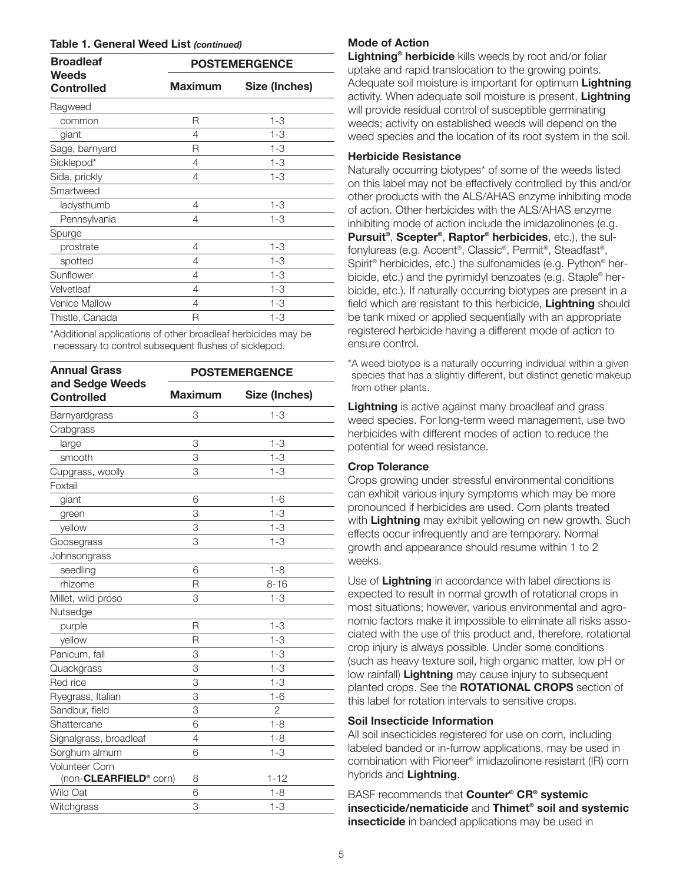**Table 1. General Weed List *(continued)***

| Broadleaf Weeds Controlled | POSTEMERGENCE | |
|---|---|---|
| | **Maximum** | **Size (Inches)** |
| Ragweed | | |
| common | R | 1-3 |
| giant | 4 | 1-3 |
| Sage, barnyard | R | 1-3 |
| Sicklepod* | 4 | 1-3 |
| Sida, prickly | 4 | 1-3 |
| Smartweed | | |
| ladysthumb | 4 | 1-3 |
| Pennsylvania | 4 | 1-3 |
| Spurge | | |
| prostrate | 4 | 1-3 |
| spotted | 4 | 1-3 |
| Sunflower | 4 | 1-3 |
| Velvetleaf | 4 | 1-3 |
| Venice Mallow | 4 | 1-3 |
| Thistle, Canada | R | 1-3 |

*Additional applications of other broadleaf herbicides may be necessary to control subsequent flushes of sicklepod.

| Annual Grass and Sedge Weeds Controlled | POSTEMERGENCE | |
|---|---|---|
| | **Maximum** | **Size (Inches)** |
| Barnyardgrass | 3 | 1-3 |
| Crabgrass | | |
| large | 3 | 1-3 |
| smooth | 3 | 1-3 |
| Cupgrass, woolly | 3 | 1-3 |
| Foxtail | | |
| giant | 6 | 1-6 |
| green | 3 | 1-3 |
| yellow | 3 | 1-3 |
| Goosegrass | 3 | 1-3 |
| Johnsongrass | | |
| seedling | 6 | 1-8 |
| rhizome | R | 8-16 |
| Millet, wild proso | 3 | 1-3 |
| Nutsedge | | |
| purple | R | 1-3 |
| yellow | R | 1-3 |
| Panicum, fall | 3 | 1-3 |
| Quackgrass | 3 | 1-3 |
| Red rice | 3 | 1-3 |
| Ryegrass, Italian | 3 | 1-6 |
| Sandbur, field | 3 | 2 |
| Shattercane | 6 | 1-8 |
| Signalgrass, broadleaf | 4 | 1-8 |
| Sorghum almum | 6 | 1-3 |
| Volunteer Corn (non-**CLEARFIELD®** corn) | 8 | 1-12 |
| Wild Oat | 6 | 1-8 |
| Witchgrass | 3 | 1-3 |

### Mode of Action

**Lightning® herbicide** kills weeds by root and/or foliar uptake and rapid translocation to the growing points. Adequate soil moisture is important for optimum **Lightning** activity. When adequate soil moisture is present, **Lightning** will provide residual control of susceptible germinating weeds; activity on established weeds will depend on the weed species and the location of its root system in the soil.

### Herbicide Resistance

Naturally occurring biotypes* of some of the weeds listed on this label may not be effectively controlled by this and/or other products with the ALS/AHAS enzyme inhibiting mode of action. Other herbicides with the ALS/AHAS enzyme inhibiting mode of action include the imidazolinones (e.g. **Pursuit®**, **Scepter®**, **Raptor® herbicides**, etc.), the sulfonylureas (e.g. Accent®, Classic®, Permit®, Steadfast®, Spirit® herbicides, etc.) the sulfonamides (e.g. Python® herbicide, etc.) and the pyrimidyl benzoates (e.g. Staple® herbicide, etc.). If naturally occurring biotypes are present in a field which are resistant to this herbicide, **Lightning** should be tank mixed or applied sequentially with an appropriate registered herbicide having a different mode of action to ensure control.

*A weed biotype is a naturally occurring individual within a given species that has a slightly different, but distinct genetic makeup from other plants.

**Lightning** is active against many broadleaf and grass weed species. For long-term weed management, use two herbicides with different modes of action to reduce the potential for weed resistance.

### Crop Tolerance

Crops growing under stressful environmental conditions can exhibit various injury symptoms which may be more pronounced if herbicides are used. Corn plants treated with **Lightning** may exhibit yellowing on new growth. Such effects occur infrequently and are temporary. Normal growth and appearance should resume within 1 to 2 weeks.

Use of **Lightning** in accordance with label directions is expected to result in normal growth of rotational crops in most situations; however, various environmental and agronomic factors make it impossible to eliminate all risks associated with the use of this product and, therefore, rotational crop injury is always possible. Under some conditions (such as heavy texture soil, high organic matter, low pH or low rainfall) **Lightning** may cause injury to subsequent planted crops. See the **ROTATIONAL CROPS** section of this label for rotation intervals to sensitive crops.

### Soil Insecticide Information

All soil insecticides registered for use on corn, including labeled banded or in-furrow applications, may be used in combination with Pioneer® imidazolinone resistant (IR) corn hybrids and **Lightning**.

BASF recommends that **Counter® CR® systemic insecticide/nematicide** and **Thimet® soil and systemic insecticide** in banded applications may be used in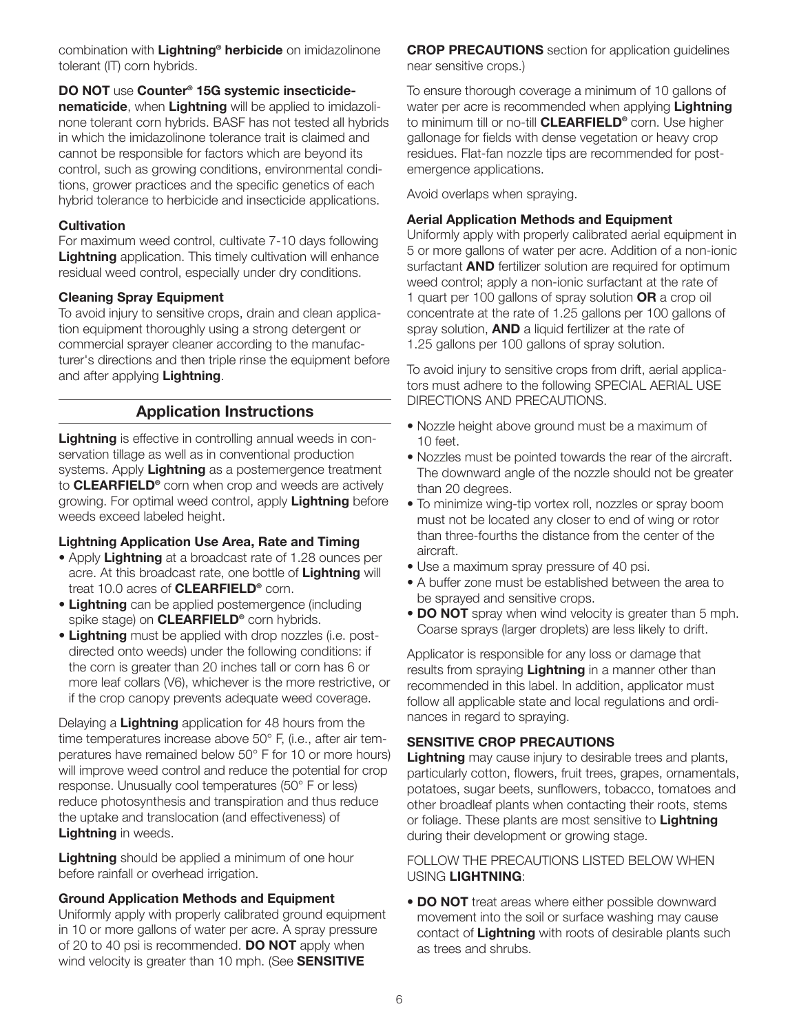combination with **Lightning® herbicide** on imidazolinone tolerant (IT) corn hybrids.

**DO NOT** use **Counter® 15G systemic insecticide-nematicide**, when **Lightning** will be applied to imidazolinone tolerant corn hybrids. BASF has not tested all hybrids in which the imidazolinone tolerance trait is claimed and cannot be responsible for factors which are beyond its control, such as growing conditions, environmental conditions, grower practices and the specific genetics of each hybrid tolerance to herbicide and insecticide applications.

### Cultivation

For maximum weed control, cultivate 7-10 days following **Lightning** application. This timely cultivation will enhance residual weed control, especially under dry conditions.

### Cleaning Spray Equipment

To avoid injury to sensitive crops, drain and clean application equipment thoroughly using a strong detergent or commercial sprayer cleaner according to the manufacturer's directions and then triple rinse the equipment before and after applying **Lightning**.

## Application Instructions

**Lightning** is effective in controlling annual weeds in conservation tillage as well as in conventional production systems. Apply **Lightning** as a postemergence treatment to **CLEARFIELD®** corn when crop and weeds are actively growing. For optimal weed control, apply **Lightning** before weeds exceed labeled height.

### Lightning Application Use Area, Rate and Timing

- Apply **Lightning** at a broadcast rate of 1.28 ounces per acre. At this broadcast rate, one bottle of **Lightning** will treat 10.0 acres of **CLEARFIELD®** corn.
- **Lightning** can be applied postemergence (including spike stage) on **CLEARFIELD®** corn hybrids.
- **Lightning** must be applied with drop nozzles (i.e. post-directed onto weeds) under the following conditions: if the corn is greater than 20 inches tall or corn has 6 or more leaf collars (V6), whichever is the more restrictive, or if the crop canopy prevents adequate weed coverage.

Delaying a **Lightning** application for 48 hours from the time temperatures increase above 50° F, (i.e., after air temperatures have remained below 50° F for 10 or more hours) will improve weed control and reduce the potential for crop response. Unusually cool temperatures (50° F or less) reduce photosynthesis and transpiration and thus reduce the uptake and translocation (and effectiveness) of **Lightning** in weeds.

**Lightning** should be applied a minimum of one hour before rainfall or overhead irrigation.

### Ground Application Methods and Equipment

Uniformly apply with properly calibrated ground equipment in 10 or more gallons of water per acre. A spray pressure of 20 to 40 psi is recommended. **DO NOT** apply when wind velocity is greater than 10 mph. (See **SENSITIVE CROP PRECAUTIONS** section for application guidelines near sensitive crops.)

To ensure thorough coverage a minimum of 10 gallons of water per acre is recommended when applying **Lightning** to minimum till or no-till **CLEARFIELD®** corn. Use higher gallonage for fields with dense vegetation or heavy crop residues. Flat-fan nozzle tips are recommended for postemergence applications.

Avoid overlaps when spraying.

### Aerial Application Methods and Equipment

Uniformly apply with properly calibrated aerial equipment in 5 or more gallons of water per acre. Addition of a non-ionic surfactant **AND** fertilizer solution are required for optimum weed control; apply a non-ionic surfactant at the rate of 1 quart per 100 gallons of spray solution **OR** a crop oil concentrate at the rate of 1.25 gallons per 100 gallons of spray solution, **AND** a liquid fertilizer at the rate of 1.25 gallons per 100 gallons of spray solution.

To avoid injury to sensitive crops from drift, aerial applicators must adhere to the following SPECIAL AERIAL USE DIRECTIONS AND PRECAUTIONS.

- Nozzle height above ground must be a maximum of 10 feet.
- Nozzles must be pointed towards the rear of the aircraft. The downward angle of the nozzle should not be greater than 20 degrees.
- To minimize wing-tip vortex roll, nozzles or spray boom must not be located any closer to end of wing or rotor than three-fourths the distance from the center of the aircraft.
- Use a maximum spray pressure of 40 psi.
- A buffer zone must be established between the area to be sprayed and sensitive crops.
- **DO NOT** spray when wind velocity is greater than 5 mph. Coarse sprays (larger droplets) are less likely to drift.

Applicator is responsible for any loss or damage that results from spraying **Lightning** in a manner other than recommended in this label. In addition, applicator must follow all applicable state and local regulations and ordinances in regard to spraying.

### SENSITIVE CROP PRECAUTIONS

**Lightning** may cause injury to desirable trees and plants, particularly cotton, flowers, fruit trees, grapes, ornamentals, potatoes, sugar beets, sunflowers, tobacco, tomatoes and other broadleaf plants when contacting their roots, stems or foliage. These plants are most sensitive to **Lightning** during their development or growing stage.

FOLLOW THE PRECAUTIONS LISTED BELOW WHEN USING **LIGHTNING**:

- **DO NOT** treat areas where either possible downward movement into the soil or surface washing may cause contact of **Lightning** with roots of desirable plants such as trees and shrubs.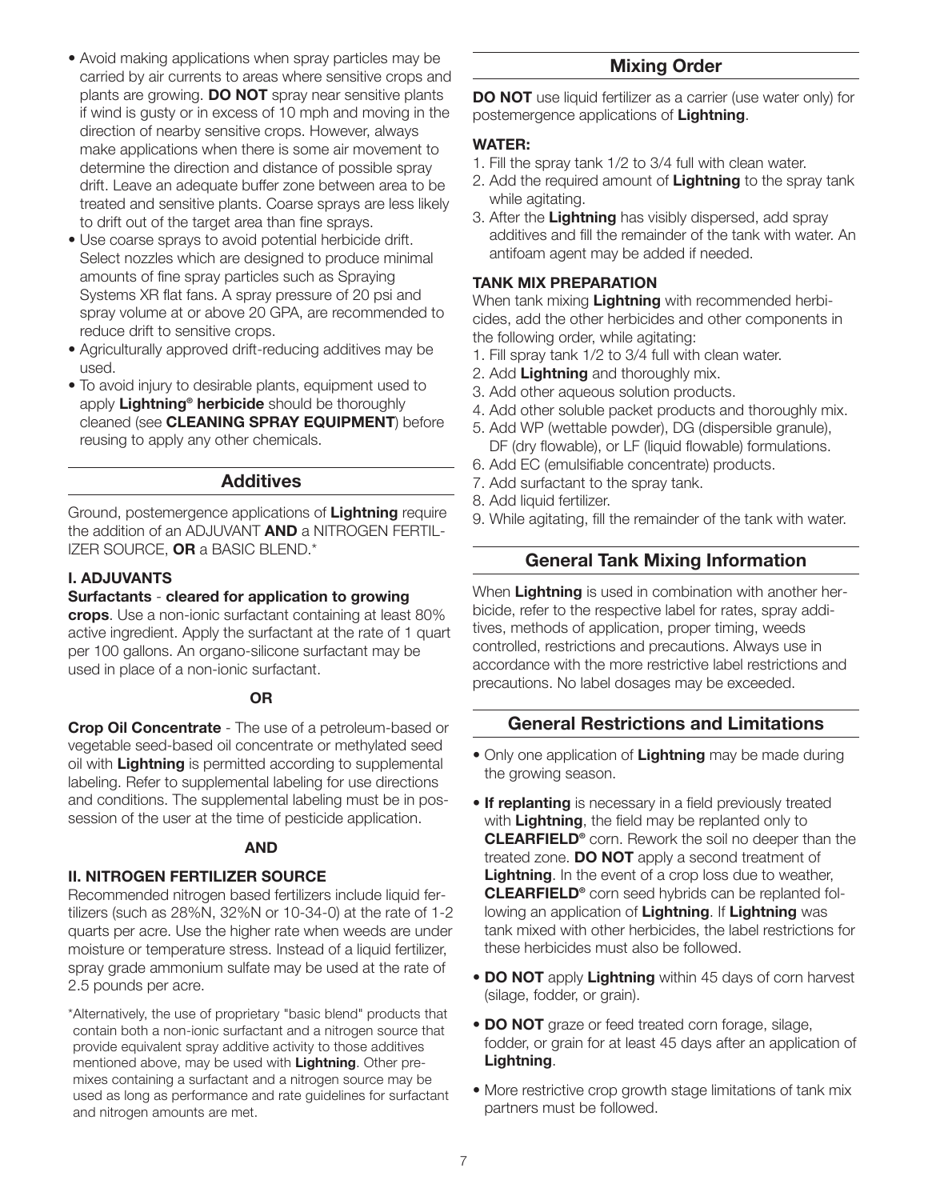- Avoid making applications when spray particles may be carried by air currents to areas where sensitive crops and plants are growing. **DO NOT** spray near sensitive plants if wind is gusty or in excess of 10 mph and moving in the direction of nearby sensitive crops. However, always make applications when there is some air movement to determine the direction and distance of possible spray drift. Leave an adequate buffer zone between area to be treated and sensitive plants. Coarse sprays are less likely to drift out of the target area than fine sprays.
- Use coarse sprays to avoid potential herbicide drift. Select nozzles which are designed to produce minimal amounts of fine spray particles such as Spraying Systems XR flat fans. A spray pressure of 20 psi and spray volume at or above 20 GPA, are recommended to reduce drift to sensitive crops.
- Agriculturally approved drift-reducing additives may be used.
- To avoid injury to desirable plants, equipment used to apply **Lightning® herbicide** should be thoroughly cleaned (see **CLEANING SPRAY EQUIPMENT**) before reusing to apply any other chemicals.

## Additives

Ground, postemergence applications of **Lightning** require the addition of an ADJUVANT **AND** a NITROGEN FERTILIZER SOURCE, **OR** a BASIC BLEND.*

### I. ADJUVANTS

**Surfactants** - **cleared for application to growing crops**. Use a non-ionic surfactant containing at least 80% active ingredient. Apply the surfactant at the rate of 1 quart per 100 gallons. An organo-silicone surfactant may be used in place of a non-ionic surfactant.

**OR**

**Crop Oil Concentrate** - The use of a petroleum-based or vegetable seed-based oil concentrate or methylated seed oil with **Lightning** is permitted according to supplemental labeling. Refer to supplemental labeling for use directions and conditions. The supplemental labeling must be in possession of the user at the time of pesticide application.

**AND**

### II. NITROGEN FERTILIZER SOURCE

Recommended nitrogen based fertilizers include liquid fertilizers (such as 28%N, 32%N or 10-34-0) at the rate of 1-2 quarts per acre. Use the higher rate when weeds are under moisture or temperature stress. Instead of a liquid fertilizer, spray grade ammonium sulfate may be used at the rate of 2.5 pounds per acre.

*Alternatively, the use of proprietary "basic blend" products that contain both a non-ionic surfactant and a nitrogen source that provide equivalent spray additive activity to those additives mentioned above, may be used with **Lightning**. Other premixes containing a surfactant and a nitrogen source may be used as long as performance and rate guidelines for surfactant and nitrogen amounts are met.

## Mixing Order

**DO NOT** use liquid fertilizer as a carrier (use water only) for postemergence applications of **Lightning**.

### WATER:

1. Fill the spray tank 1/2 to 3/4 full with clean water.
2. Add the required amount of **Lightning** to the spray tank while agitating.
3. After the **Lightning** has visibly dispersed, add spray additives and fill the remainder of the tank with water. An antifoam agent may be added if needed.

### TANK MIX PREPARATION

When tank mixing **Lightning** with recommended herbicides, add the other herbicides and other components in the following order, while agitating:

1. Fill spray tank 1/2 to 3/4 full with clean water.
2. Add **Lightning** and thoroughly mix.
3. Add other aqueous solution products.
4. Add other soluble packet products and thoroughly mix.
5. Add WP (wettable powder), DG (dispersible granule), DF (dry flowable), or LF (liquid flowable) formulations.
6. Add EC (emulsifiable concentrate) products.
7. Add surfactant to the spray tank.
8. Add liquid fertilizer.
9. While agitating, fill the remainder of the tank with water.

## General Tank Mixing Information

When **Lightning** is used in combination with another herbicide, refer to the respective label for rates, spray additives, methods of application, proper timing, weeds controlled, restrictions and precautions. Always use in accordance with the more restrictive label restrictions and precautions. No label dosages may be exceeded.

## General Restrictions and Limitations

- Only one application of **Lightning** may be made during the growing season.
- **If replanting** is necessary in a field previously treated with **Lightning**, the field may be replanted only to **CLEARFIELD®** corn. Rework the soil no deeper than the treated zone. **DO NOT** apply a second treatment of **Lightning**. In the event of a crop loss due to weather, **CLEARFIELD®** corn seed hybrids can be replanted following an application of **Lightning**. If **Lightning** was tank mixed with other herbicides, the label restrictions for these herbicides must also be followed.
- **DO NOT** apply **Lightning** within 45 days of corn harvest (silage, fodder, or grain).
- **DO NOT** graze or feed treated corn forage, silage, fodder, or grain for at least 45 days after an application of **Lightning**.
- More restrictive crop growth stage limitations of tank mix partners must be followed.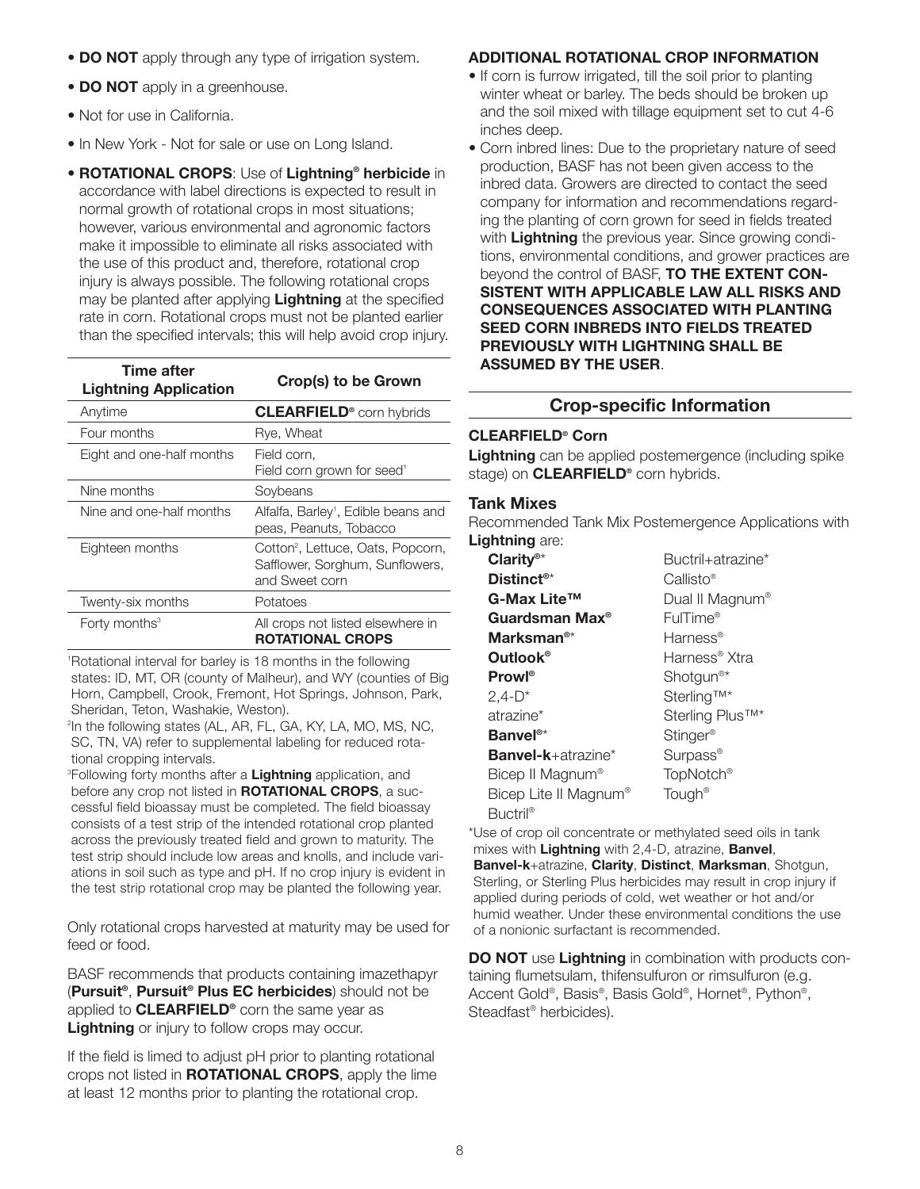- **DO NOT** apply through any type of irrigation system.
- **DO NOT** apply in a greenhouse.
- Not for use in California.
- In New York - Not for sale or use on Long Island.
- **ROTATIONAL CROPS**: Use of **Lightning® herbicide** in accordance with label directions is expected to result in normal growth of rotational crops in most situations; however, various environmental and agronomic factors make it impossible to eliminate all risks associated with the use of this product and, therefore, rotational crop injury is always possible. The following rotational crops may be planted after applying **Lightning** at the specified rate in corn. Rotational crops must not be planted earlier than the specified intervals; this will help avoid crop injury.

| Time after Lightning Application | Crop(s) to be Grown |
|---|---|
| Anytime | **CLEARFIELD®** corn hybrids |
| Four months | Rye, Wheat |
| Eight and one-half months | Field corn, Field corn grown for seed[1] |
| Nine months | Soybeans |
| Nine and one-half months | Alfalfa, Barley[1], Edible beans and peas, Peanuts, Tobacco |
| Eighteen months | Cotton[2], Lettuce, Oats, Popcorn, Safflower, Sorghum, Sunflowers, and Sweet corn |
| Twenty-six months | Potatoes |
| Forty months[3] | All crops not listed elsewhere in **ROTATIONAL CROPS** |

[1]Rotational interval for barley is 18 months in the following states: ID, MT, OR (county of Malheur), and WY (counties of Big Horn, Campbell, Crook, Fremont, Hot Springs, Johnson, Park, Sheridan, Teton, Washakie, Weston).

[2]In the following states (AL, AR, FL, GA, KY, LA, MO, MS, NC, SC, TN, VA) refer to supplemental labeling for reduced rotational cropping intervals.

[3]Following forty months after a **Lightning** application, and before any crop not listed in **ROTATIONAL CROPS**, a successful field bioassay must be completed. The field bioassay consists of a test strip of the intended rotational crop planted across the previously treated field and grown to maturity. The test strip should include low areas and knolls, and include variations in soil such as type and pH. If no crop injury is evident in the test strip rotational crop may be planted the following year.

Only rotational crops harvested at maturity may be used for feed or food.

BASF recommends that products containing imazethapyr (**Pursuit®**, **Pursuit® Plus EC herbicides**) should not be applied to **CLEARFIELD®** corn the same year as **Lightning** or injury to follow crops may occur.

If the field is limed to adjust pH prior to planting rotational crops not listed in **ROTATIONAL CROPS**, apply the lime at least 12 months prior to planting the rotational crop.

**ADDITIONAL ROTATIONAL CROP INFORMATION**

- If corn is furrow irrigated, till the soil prior to planting winter wheat or barley. The beds should be broken up and the soil mixed with tillage equipment set to cut 4-6 inches deep.
- Corn inbred lines: Due to the proprietary nature of seed production, BASF has not been given access to the inbred data. Growers are directed to contact the seed company for information and recommendations regarding the planting of corn grown for seed in fields treated with **Lightning** the previous year. Since growing conditions, environmental conditions, and grower practices are beyond the control of BASF, **TO THE EXTENT CONSISTENT WITH APPLICABLE LAW ALL RISKS AND CONSEQUENCES ASSOCIATED WITH PLANTING SEED CORN INBREDS INTO FIELDS TREATED PREVIOUSLY WITH LIGHTNING SHALL BE ASSUMED BY THE USER**.

## Crop-specific Information

### CLEARFIELD® Corn

**Lightning** can be applied postemergence (including spike stage) on **CLEARFIELD®** corn hybrids.

### Tank Mixes

Recommended Tank Mix Postemergence Applications with **Lightning** are:

| | |
|---|---|
| **Clarity®*** | Buctril+atrazine* |
| **Distinct®*** | Callisto® |
| **G-Max Lite™** | Dual II Magnum® |
| **Guardsman Max®** | FulTime® |
| **Marksman®*** | Harness® |
| **Outlook®** | Harness® Xtra |
| **Prowl®** | Shotgun®* |
| 2,4-D* | Sterling™* |
| atrazine* | Sterling Plus™* |
| **Banvel®*** | Stinger® |
| **Banvel-k**+atrazine* | Surpass® |
| Bicep II Magnum® | TopNotch® |
| Bicep Lite II Magnum® | Tough® |
| Buctril® | |

*Use of crop oil concentrate or methylated seed oils in tank mixes with **Lightning** with 2,4-D, atrazine, **Banvel**, **Banvel-k**+atrazine, **Clarity**, **Distinct**, **Marksman**, Shotgun, Sterling, or Sterling Plus herbicides may result in crop injury if applied during periods of cold, wet weather or hot and/or humid weather. Under these environmental conditions the use of a nonionic surfactant is recommended.

**DO NOT** use **Lightning** in combination with products containing flumetsulam, thifensulfuron or rimsulfuron (e.g. Accent Gold®, Basis®, Basis Gold®, Hornet®, Python®, Steadfast® herbicides).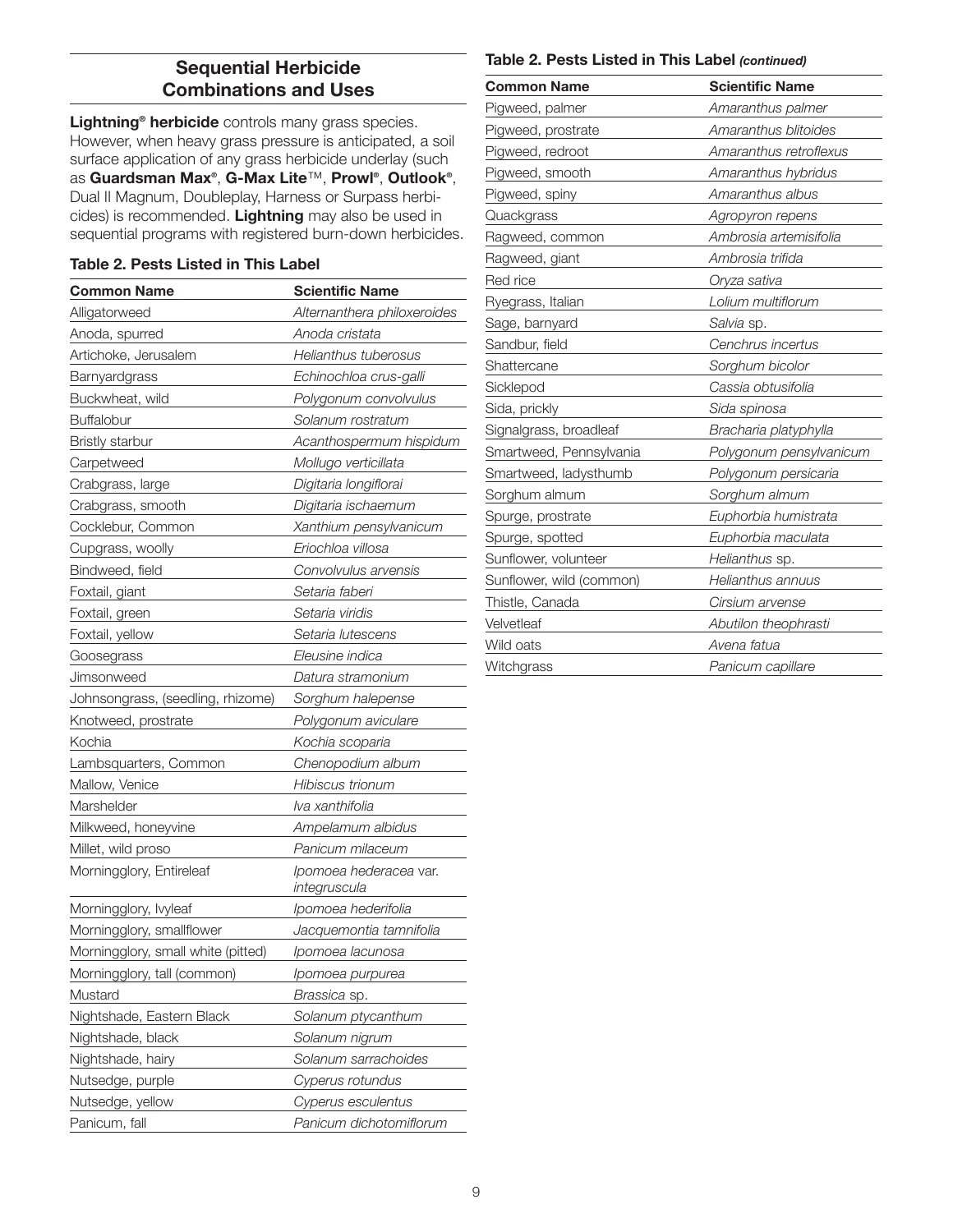## Sequential Herbicide Combinations and Uses

**Lightning® herbicide** controls many grass species. However, when heavy grass pressure is anticipated, a soil surface application of any grass herbicide underlay (such as **Guardsman Max®**, **G-Max Lite**™, **Prowl®**, **Outlook®**, Dual II Magnum, Doubleplay, Harness or Surpass herbicides) is recommended. **Lightning** may also be used in sequential programs with registered burn-down herbicides.

### Table 2. Pests Listed in This Label

| Common Name | Scientific Name |
|---|---|
| Alligatorweed | *Alternanthera philoxeroides* |
| Anoda, spurred | *Anoda cristata* |
| Artichoke, Jerusalem | *Helianthus tuberosus* |
| Barnyardgrass | *Echinochloa crus-galli* |
| Buckwheat, wild | *Polygonum convolvulus* |
| Buffalobur | *Solanum rostratum* |
| Bristly starbur | *Acanthospermum hispidum* |
| Carpetweed | *Mollugo verticillata* |
| Crabgrass, large | *Digitaria longiflorai* |
| Crabgrass, smooth | *Digitaria ischaemum* |
| Cocklebur, Common | *Xanthium pensylvanicum* |
| Cupgrass, woolly | *Eriochloa villosa* |
| Bindweed, field | *Convolvulus arvensis* |
| Foxtail, giant | *Setaria faberi* |
| Foxtail, green | *Setaria viridis* |
| Foxtail, yellow | *Setaria lutescens* |
| Goosegrass | *Eleusine indica* |
| Jimsonweed | *Datura stramonium* |
| Johnsongrass, (seedling, rhizome) | *Sorghum halepense* |
| Knotweed, prostrate | *Polygonum aviculare* |
| Kochia | *Kochia scoparia* |
| Lambsquarters, Common | *Chenopodium album* |
| Mallow, Venice | *Hibiscus trionum* |
| Marshelder | *Iva xanthifolia* |
| Milkweed, honeyvine | *Ampelamum albidus* |
| Millet, wild proso | *Panicum milaceum* |
| Morningglory, Entireleaf | *Ipomoea hederacea* var. *integruscula* |
| Morningglory, Ivyleaf | *Ipomoea hederifolia* |
| Morningglory, smallflower | *Jacquemontia tamnifolia* |
| Morningglory, small white (pitted) | *Ipomoea lacunosa* |
| Morningglory, tall (common) | *Ipomoea purpurea* |
| Mustard | *Brassica* sp. |
| Nightshade, Eastern Black | *Solanum ptycanthum* |
| Nightshade, black | *Solanum nigrum* |
| Nightshade, hairy | *Solanum sarrachoides* |
| Nutsedge, purple | *Cyperus rotundus* |
| Nutsedge, yellow | *Cyperus esculentus* |
| Panicum, fall | *Panicum dichotomiflorum* |
| Pigweed, palmer | *Amaranthus palmer* |
| Pigweed, prostrate | *Amaranthus blitoides* |
| Pigweed, redroot | *Amaranthus retroflexus* |
| Pigweed, smooth | *Amaranthus hybridus* |
| Pigweed, spiny | *Amaranthus albus* |
| Quackgrass | *Agropyron repens* |
| Ragweed, common | *Ambrosia artemisifolia* |
| Ragweed, giant | *Ambrosia trifida* |
| Red rice | *Oryza sativa* |
| Ryegrass, Italian | *Lolium multiflorum* |
| Sage, barnyard | *Salvia* sp. |
| Sandbur, field | *Cenchrus incertus* |
| Shattercane | *Sorghum bicolor* |
| Sicklepod | *Cassia obtusifolia* |
| Sida, prickly | *Sida spinosa* |
| Signalgrass, broadleaf | *Bracharia platyphylla* |
| Smartweed, Pennsylvania | *Polygonum pensylvanicum* |
| Smartweed, ladysthumb | *Polygonum persicaria* |
| Sorghum almum | *Sorghum almum* |
| Spurge, prostrate | *Euphorbia humistrata* |
| Spurge, spotted | *Euphorbia maculata* |
| Sunflower, volunteer | *Helianthus* sp. |
| Sunflower, wild (common) | *Helianthus annuus* |
| Thistle, Canada | *Cirsium arvense* |
| Velvetleaf | *Abutilon theophrasti* |
| Wild oats | *Avena fatua* |
| Witchgrass | *Panicum capillare* |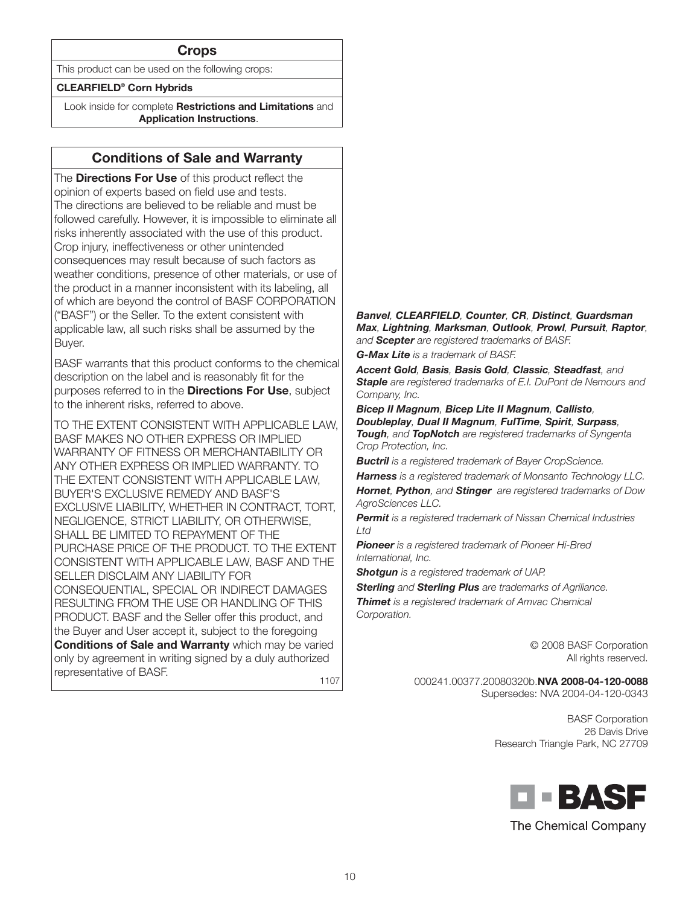## Crops

This product can be used on the following crops:

**CLEARFIELD® Corn Hybrids**

Look inside for complete **Restrictions and Limitations** and **Application Instructions**.

## Conditions of Sale and Warranty

The **Directions For Use** of this product reflect the opinion of experts based on field use and tests. The directions are believed to be reliable and must be followed carefully. However, it is impossible to eliminate all risks inherently associated with the use of this product. Crop injury, ineffectiveness or other unintended consequences may result because of such factors as weather conditions, presence of other materials, or use of the product in a manner inconsistent with its labeling, all of which are beyond the control of BASF CORPORATION ("BASF") or the Seller. To the extent consistent with applicable law, all such risks shall be assumed by the Buyer.

BASF warrants that this product conforms to the chemical description on the label and is reasonably fit for the purposes referred to in the **Directions For Use**, subject to the inherent risks, referred to above.

TO THE EXTENT CONSISTENT WITH APPLICABLE LAW, BASF MAKES NO OTHER EXPRESS OR IMPLIED WARRANTY OF FITNESS OR MERCHANTABILITY OR ANY OTHER EXPRESS OR IMPLIED WARRANTY. TO THE EXTENT CONSISTENT WITH APPLICABLE LAW, BUYER'S EXCLUSIVE REMEDY AND BASF'S EXCLUSIVE LIABILITY, WHETHER IN CONTRACT, TORT, NEGLIGENCE, STRICT LIABILITY, OR OTHERWISE, SHALL BE LIMITED TO REPAYMENT OF THE PURCHASE PRICE OF THE PRODUCT. TO THE EXTENT CONSISTENT WITH APPLICABLE LAW, BASF AND THE SELLER DISCLAIM ANY LIABILITY FOR CONSEQUENTIAL, SPECIAL OR INDIRECT DAMAGES RESULTING FROM THE USE OR HANDLING OF THIS PRODUCT. BASF and the Seller offer this product, and the Buyer and User accept it, subject to the foregoing **Conditions of Sale and Warranty** which may be varied only by agreement in writing signed by a duly authorized representative of BASF.

1107

***Banvel**, **CLEARFIELD**, **Counter**, **CR**, **Distinct**, **Guardsman Max**, **Lightning**, **Marksman**, **Outlook**, **Prowl**, **Pursuit**, **Raptor**, and **Scepter** are registered trademarks of BASF.*

***G-Max Lite** is a trademark of BASF.*

***Accent Gold**, **Basis**, **Basis Gold**, **Classic**, **Steadfast**, and **Staple** are registered trademarks of E.I. DuPont de Nemours and Company, Inc.*

***Bicep II Magnum**, **Bicep Lite II Magnum**, **Callisto**, **Doubleplay**, **Dual II Magnum**, **FulTime**, **Spirit**, **Surpass**, **Tough**, and **TopNotch** are registered trademarks of Syngenta Crop Protection, Inc.*

***Buctril** is a registered trademark of Bayer CropScience.*

***Harness** is a registered trademark of Monsanto Technology LLC.*

***Hornet**, **Python**, and **Stinger** are registered trademarks of Dow AgroSciences LLC.*

***Permit** is a registered trademark of Nissan Chemical Industries Ltd*

***Pioneer** is a registered trademark of Pioneer Hi-Bred International, Inc.*

***Shotgun** is a registered trademark of UAP.*

***Sterling** and **Sterling Plus** are trademarks of Agriliance.*

***Thimet** is a registered trademark of Amvac Chemical Corporation.*

© 2008 BASF Corporation
All rights reserved.

000241.00377.20080320b.**NVA 2008-04-120-0088**
Supersedes: NVA 2004-04-120-0343

BASF Corporation
26 Davis Drive
Research Triangle Park, NC 27709

BASF
The Chemical Company